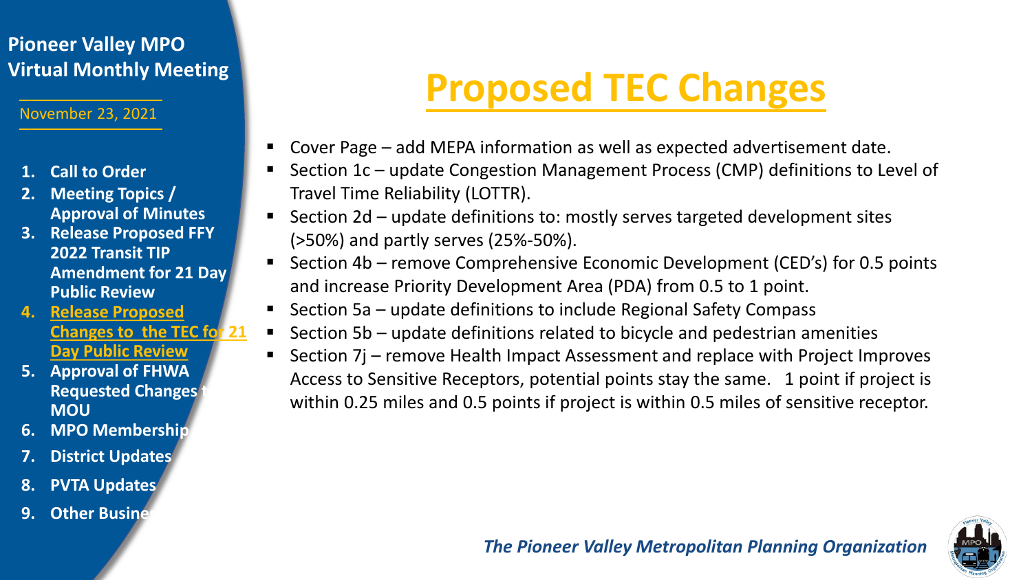**Pioneer Valley MPO Virtual Monthly Meeting**

November 23, 2021

1. **Call to Order**
2. **Meeting Topics / Approval of Minutes**
3. **Release Proposed FFY 2022 Transit TIP Amendment for 21 Day Public Review**
4. **Release Proposed Changes to the TEC for 21 Day Public Review**
5. **Approval of FHWA Requested Changes t MOU**
6. **MPO Membership**
7. **District Updates**
8. **PVTA Updates**
9. **Other Busine**

# Proposed TEC Changes

- Cover Page – add MEPA information as well as expected advertisement date.
- Section 1c – update Congestion Management Process (CMP) definitions to Level of Travel Time Reliability (LOTTR).
- Section 2d – update definitions to: mostly serves targeted development sites (>50%) and partly serves (25%-50%).
- Section 4b – remove Comprehensive Economic Development (CED's) for 0.5 points and increase Priority Development Area (PDA) from 0.5 to 1 point.
- Section 5a – update definitions to include Regional Safety Compass
- Section 5b – update definitions related to bicycle and pedestrian amenities
- Section 7j – remove Health Impact Assessment and replace with Project Improves Access to Sensitive Receptors, potential points stay the same. 1 point if project is within 0.25 miles and 0.5 points if project is within 0.5 miles of sensitive receptor.

*The Pioneer Valley Metropolitan Planning Organization*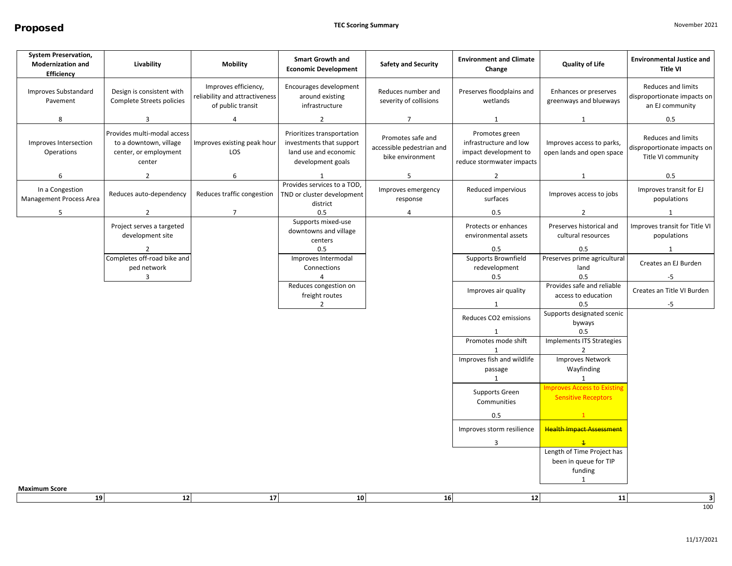**Proposed**

**TEC Scoring Summary**

November 2021

| System Preservation, Modernization and Efficiency | Livability | Mobility | Smart Growth and Economic Development | Safety and Security | Environment and Climate Change | Quality of Life | Environmental Justice and Title VI |
|---|---|---|---|---|---|---|---|
| Improves Substandard Pavement<br>8 | Design is consistent with Complete Streets policies<br>3 | Improves efficiency, reliability and attractiveness of public transit<br>4 | Encourages development around existing infrastructure<br>2 | Reduces number and severity of collisions<br>7 | Preserves floodplains and wetlands<br>1 | Enhances or preserves greenways and blueways<br>1 | Reduces and limits disproportionate impacts on an EJ community<br>0.5 |
| Improves Intersection Operations<br>6 | Provides multi-modal access to a downtown, village center, or employment center<br>2 | Improves existing peak hour LOS<br>6 | Prioritizes transportation investments that support land use and economic development goals<br>1 | Promotes safe and accessible pedestrian and bike environment<br>5 | Promotes green infrastructure and low impact development to reduce stormwater impacts<br>2 | Improves access to parks, open lands and open space<br>1 | Reduces and limits disproportionate impacts on Title VI community<br>0.5 |
| In a Congestion Management Process Area<br>5 | Reduces auto-dependency<br>2 | Reduces traffic congestion<br>7 | Provides services to a TOD, TND or cluster development district<br>0.5 | Improves emergency response<br>4 | Reduced impervious surfaces<br>0.5 | Improves access to jobs<br>2 | Improves transit for EJ populations<br>1 |
| | Project serves a targeted development site<br>2 | | Supports mixed-use downtowns and village centers<br>0.5 | | Protects or enhances environmental assets<br>0.5 | Preserves historical and cultural resources<br>0.5 | Improves transit for Title VI populations<br>1 |
| | Completes off-road bike and ped network<br>3 | | Improves Intermodal Connections<br>4 | | Supports Brownfield redevelopment<br>0.5 | Preserves prime agricultural land<br>0.5 | Creates an EJ Burden<br>-5 |
| | | | Reduces congestion on freight routes<br>2 | | Improve air quality<br>1 | Provides safe and reliable access to education<br>0.5 | Creates an Title VI Burden<br>-5 |
| | | | | | Reduces CO2 emissions<br>1 | Supports designated scenic byways<br>0.5 | |
| | | | | | Promotes mode shift<br>1 | Implements ITS Strategies<br>2 | |
| | | | | | Improves fish and wildlife passage<br>1 | Improves Network Wayfinding<br>1 | |
| | | | | | Supports Green Communities<br>0.5 | Improves Access to Existing Sensitive Receptors<br>1 | |
| | | | | | Improves storm resilience<br>3 | ~~Health Impact Assessment~~<br>~~1~~ | |
| | | | | | | Length of Time Project has been in queue for TIP funding<br>1 | |
| **Maximum Score** | | | | | | | |
| **19** | **12** | **17** | **10** | **16** | **12** | **11** | **3** |

100

11/17/2021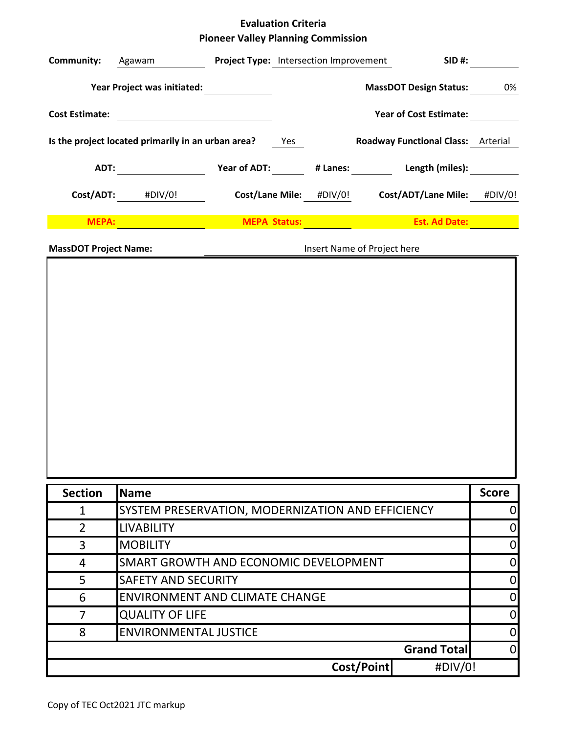# Evaluation Criteria
## Pioneer Valley Planning Commission

**Community:** Agawam **Project Type:** Intersection Improvement **SID #:**

**Year Project was initiated:** **MassDOT Design Status:** 0%

**Cost Estimate:** **Year of Cost Estimate:**

**Is the project located primarily in an urban area?** Yes **Roadway Functional Class:** Arterial

**ADT:** **Year of ADT:** **# Lanes:** **Length (miles):**

**Cost/ADT:** #DIV/0! **Cost/Lane Mile:** #DIV/0! **Cost/ADT/Lane Mile:** #DIV/0!

**MEPA:** **MEPA Status:** **Est. Ad Date:**

**MassDOT Project Name:** Insert Name of Project here

| Section | Name | Score |
|---|---|---|
| 1 | SYSTEM PRESERVATION, MODERNIZATION AND EFFICIENCY | 0 |
| 2 | LIVABILITY | 0 |
| 3 | MOBILITY | 0 |
| 4 | SMART GROWTH AND ECONOMIC DEVELOPMENT | 0 |
| 5 | SAFETY AND SECURITY | 0 |
| 6 | ENVIRONMENT AND CLIMATE CHANGE | 0 |
| 7 | QUALITY OF LIFE | 0 |
| 8 | ENVIRONMENTAL JUSTICE | 0 |
| | **Grand Total** | 0 |
| | **Cost/Point** | #DIV/0! |

Copy of TEC Oct2021 JTC markup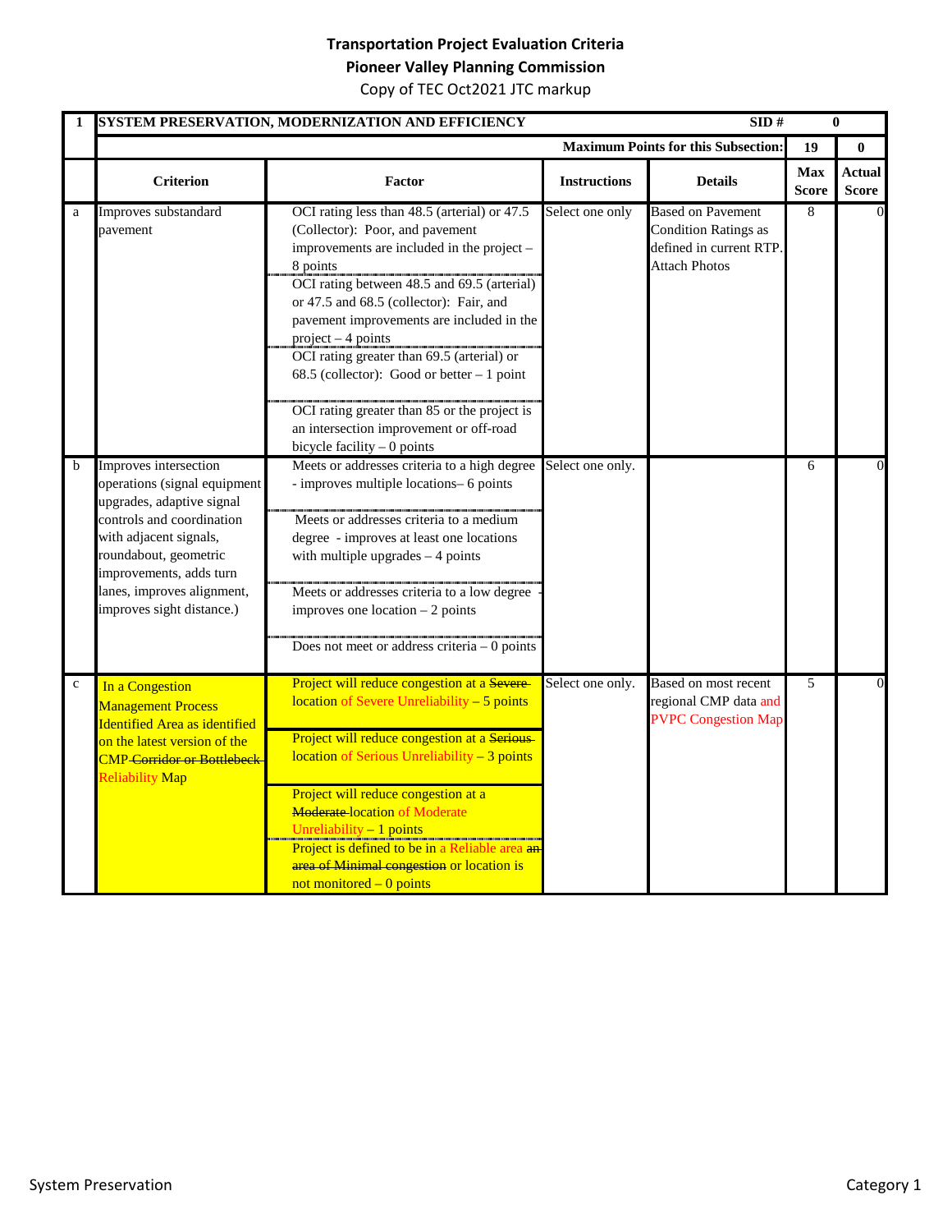**Transportation Project Evaluation Criteria**
**Pioneer Valley Planning Commission**
Copy of TEC Oct2021 JTC markup

| 1 | SYSTEM PRESERVATION, MODERNIZATION AND EFFICIENCY | | | SID # | | 0 |
|---|---|---|---|---|---|---|
| | | | | **Maximum Points for this Subsection:** | **19** | **0** |
| | **Criterion** | **Factor** | **Instructions** | **Details** | **Max Score** | **Actual Score** |
| a | Improves substandard pavement | OCI rating less than 48.5 (arterial) or 47.5 (Collector): Poor, and pavement improvements are included in the project – 8 points<br>OCI rating between 48.5 and 69.5 (arterial) or 47.5 and 68.5 (collector): Fair, and pavement improvements are included in the project – 4 points<br>OCI rating greater than 69.5 (arterial) or 68.5 (collector): Good or better – 1 point<br>OCI rating greater than 85 or the project is an intersection improvement or off-road bicycle facility – 0 points | Select one only | Based on Pavement Condition Ratings as defined in current RTP. Attach Photos | 8 | 0 |
| b | Improves intersection operations (signal equipment upgrades, adaptive signal controls and coordination with adjacent signals, roundabout, geometric improvements, adds turn lanes, improves alignment, improves sight distance.) | Meets or addresses criteria to a high degree - improves multiple locations– 6 points<br>Meets or addresses criteria to a medium degree - improves at least one locations with multiple upgrades – 4 points<br>Meets or addresses criteria to a low degree - improves one location – 2 points<br>Does not meet or address criteria – 0 points | Select one only. | | 6 | 0 |
| c | In a Congestion Management Process Identified Area as identified on the latest version of the CMP ~~Corridor or Bottlebeck~~ Reliability Map | Project will reduce congestion at a ~~Severe~~ location of Severe Unreliability – 5 points<br>Project will reduce congestion at a ~~Serious~~ location of Serious Unreliability – 3 points<br>Project will reduce congestion at a ~~Moderate~~ location of Moderate Unreliability – 1 points<br>Project is defined to be in a Reliable area ~~an area of Minimal congestion~~ or location is not monitored – 0 points | Select one only. | Based on most recent regional CMP data and PVPC Congestion Map | 5 | 0 |

System Preservation | Category 1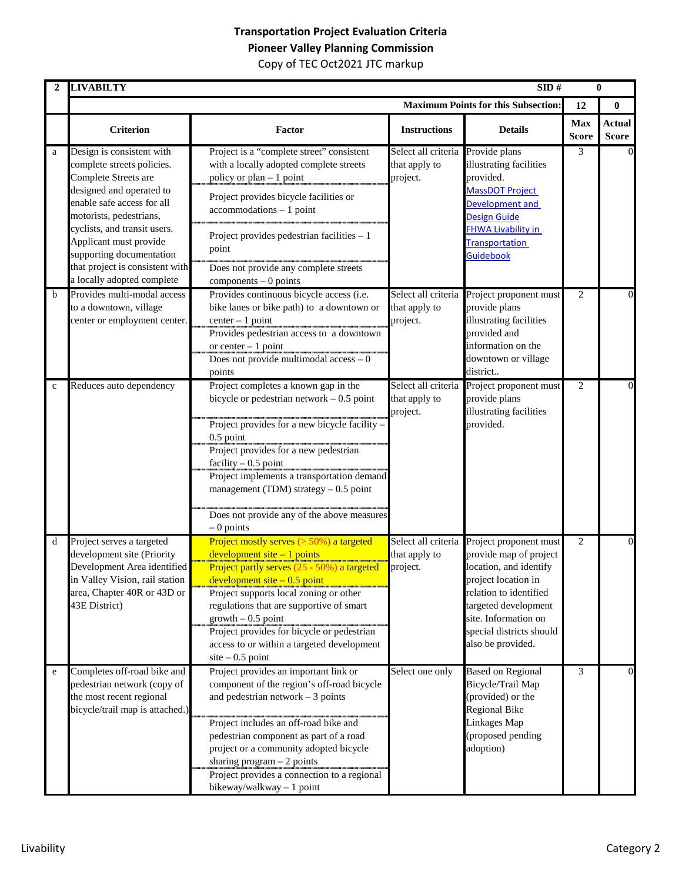**Transportation Project Evaluation Criteria**
**Pioneer Valley Planning Commission**
Copy of TEC Oct2021 JTC markup

| 2 | LIVABILTY | | | SID # | 0 | |
|---|---|---|---|---|---|---|
| | | | | **Maximum Points for this Subsection:** | **12** | **0** |
| | **Criterion** | **Factor** | **Instructions** | **Details** | **Max Score** | **Actual Score** |
| a | Design is consistent with complete streets policies. Complete Streets are designed and operated to enable safe access for all motorists, pedestrians, cyclists, and transit users. Applicant must provide supporting documentation that project is consistent with a locally adopted complete | Project is a "complete street" consistent with a locally adopted complete streets policy or plan – 1 point<br>Project provides bicycle facilities or accommodations – 1 point<br>Project provides pedestrian facilities – 1 point<br>Does not provide any complete streets components – 0 points | Select all criteria that apply to project. | Provide plans illustrating facilities provided. [MassDOT Project Development and Design Guide] [FHWA Livability in Transportation Guidebook] | 3 | 0 |
| b | Provides multi-modal access to a downtown, village center or employment center. | Provides continuous bicycle access (i.e. bike lanes or bike path) to a downtown or center – 1 point<br>Provides pedestrian access to a downtown or center – 1 point<br>Does not provide multimodal access – 0 points | Select all criteria that apply to project. | Project proponent must provide plans illustrating facilities provided and information on the downtown or village district.. | 2 | 0 |
| c | Reduces auto dependency | Project completes a known gap in the bicycle or pedestrian network – 0.5 point<br>Project provides for a new bicycle facility – 0.5 point<br>Project provides for a new pedestrian facility – 0.5 point<br>Project implements a transportation demand management (TDM) strategy – 0.5 point<br>Does not provide any of the above measures – 0 points | Select all criteria that apply to project. | Project proponent must provide plans illustrating facilities provided. | 2 | 0 |
| d | Project serves a targeted development site (Priority Development Area identified in Valley Vision, rail station area, Chapter 40R or 43D or 43E District) | Project mostly serves (> 50%) a targeted development site – 1 points<br>Project partly serves (25 - 50%) a targeted development site – 0.5 point<br>Project supports local zoning or other regulations that are supportive of smart growth – 0.5 point<br>Project provides for bicycle or pedestrian access to or within a targeted development site – 0.5 point | Select all criteria that apply to project. | Project proponent must provide map of project location, and identify project location in relation to identified targeted development site. Information on special districts should also be provided. | 2 | 0 |
| e | Completes off-road bike and pedestrian network (copy of the most recent regional bicycle/trail map is attached.) | Project provides an important link or component of the region's off-road bicycle and pedestrian network – 3 points<br>Project includes an off-road bike and pedestrian component as part of a road project or a community adopted bicycle sharing program – 2 points<br>Project provides a connection to a regional bikeway/walkway – 1 point | Select one only | Based on Regional Bicycle/Trail Map (provided) or the Regional Bike Linkages Map (proposed pending adoption) | 3 | 0 |

Livability Category 2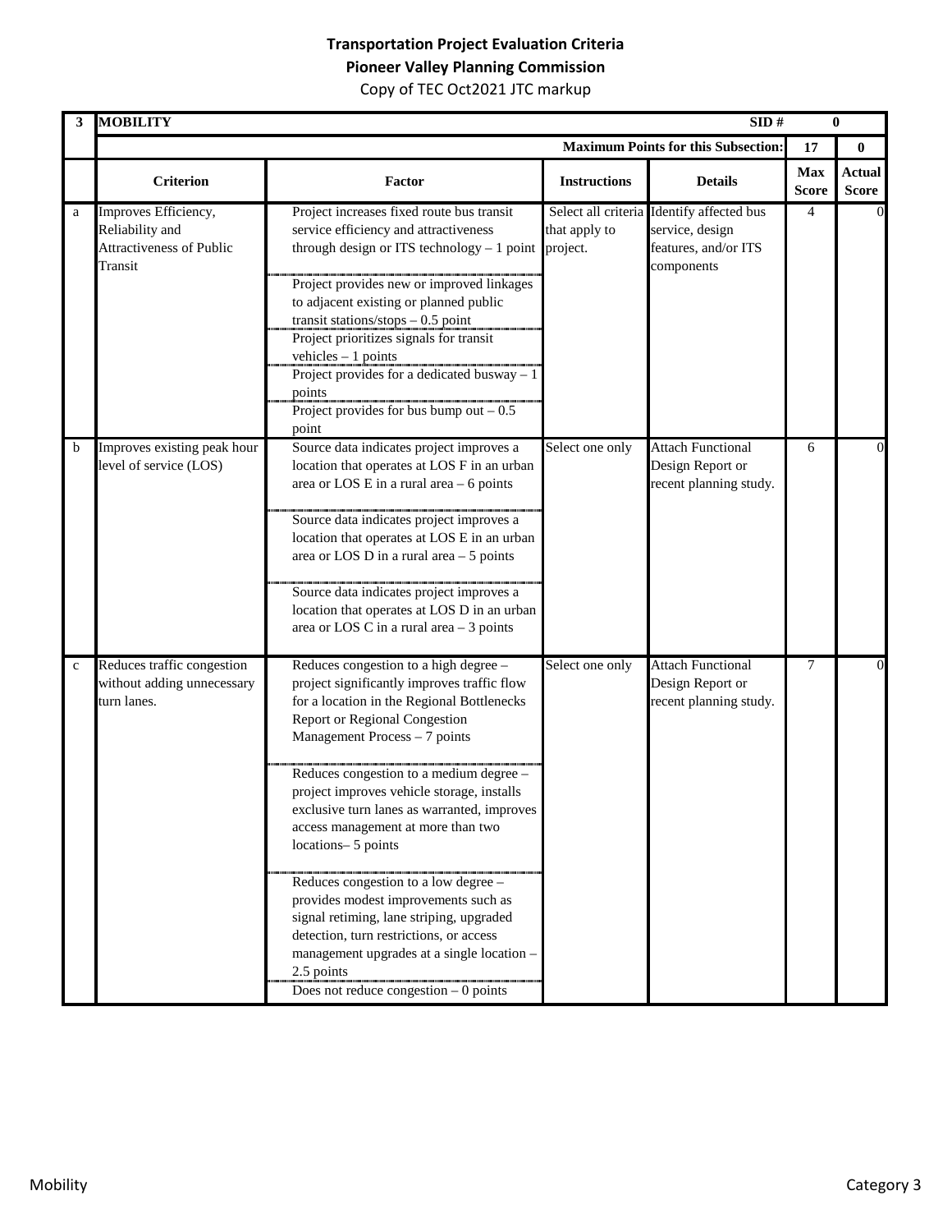**Transportation Project Evaluation Criteria**

**Pioneer Valley Planning Commission**

Copy of TEC Oct2021 JTC markup

| 3 | **MOBILITY** | | | **SID #** | 0 | |
|---|---|---|---|---|---|---|
| | | | | **Maximum Points for this Subsection:** | **17** | **0** |
| | **Criterion** | **Factor** | **Instructions** | **Details** | **Max Score** | **Actual Score** |
| a | Improves Efficiency, Reliability and Attractiveness of Public Transit | Project increases fixed route bus transit service efficiency and attractiveness through design or ITS technology – 1 point<br>Project provides new or improved linkages to adjacent existing or planned public transit stations/stops – 0.5 point<br>Project prioritizes signals for transit vehicles – 1 points<br>Project provides for a dedicated busway – 1 points<br>Project provides for bus bump out – 0.5 point | Select all criteria that apply to project. | Identify affected bus service, design features, and/or ITS components | 4 | 0 |
| b | Improves existing peak hour level of service (LOS) | Source data indicates project improves a location that operates at LOS F in an urban area or LOS E in a rural area – 6 points<br>Source data indicates project improves a location that operates at LOS E in an urban area or LOS D in a rural area – 5 points<br>Source data indicates project improves a location that operates at LOS D in an urban area or LOS C in a rural area – 3 points | Select one only | Attach Functional Design Report or recent planning study. | 6 | 0 |
| c | Reduces traffic congestion without adding unnecessary turn lanes. | Reduces congestion to a high degree – project significantly improves traffic flow for a location in the Regional Bottlenecks Report or Regional Congestion Management Process – 7 points<br>Reduces congestion to a medium degree – project improves vehicle storage, installs exclusive turn lanes as warranted, improves access management at more than two locations– 5 points<br>Reduces congestion to a low degree – provides modest improvements such as signal retiming, lane striping, upgraded detection, turn restrictions, or access management upgrades at a single location – 2.5 points<br>Does not reduce congestion – 0 points | Select one only | Attach Functional Design Report or recent planning study. | 7 | 0 |

Mobility

Category 3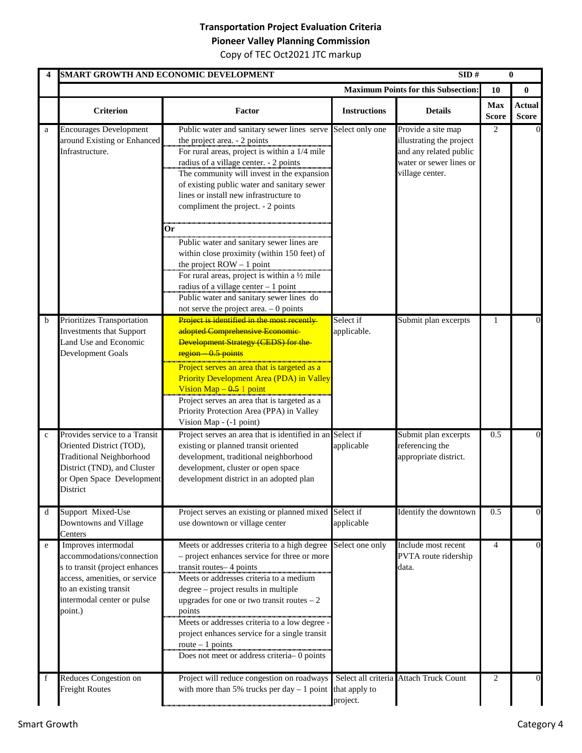**Transportation Project Evaluation Criteria**
**Pioneer Valley Planning Commission**
Copy of TEC Oct2021 JTC markup

| 4 | SMART GROWTH AND ECONOMIC DEVELOPMENT | | | SID # | 0 | |
|---|---|---|---|---|---|---|
| | | | | **Maximum Points for this Subsection:** | **10** | **0** |
| | **Criterion** | **Factor** | **Instructions** | **Details** | **Max Score** | **Actual Score** |
| a | Encourages Development around Existing or Enhanced Infrastructure. | Public water and sanitary sewer lines serve the project area. - 2 points<br>For rural areas, project is within a 1/4 mile radius of a village center. - 2 points<br>The community will invest in the expansion of existing public water and sanitary sewer lines or install new infrastructure to compliment the project. - 2 points<br>**Or**<br>Public water and sanitary sewer lines are within close proximity (within 150 feet) of the project ROW – 1 point<br>For rural areas, project is within a ½ mile radius of a village center – 1 point<br>Public water and sanitary sewer lines do not serve the project area. – 0 points | Select only one | Provide a site map illustrating the project and any related public water or sewer lines or village center. | 2 | 0 |
| b | Prioritizes Transportation Investments that Support Land Use and Economic Development Goals | ~~Project is identified in the most recently adopted Comprehensive Economic Development Strategy (CEDS) for the region – 0.5 points~~<br>Project serves an area that is targeted as a Priority Development Area (PDA) in Valley Vision Map – ~~0.5~~ 1 point<br>Project serves an area that is targeted as a Priority Protection Area (PPA) in Valley Vision Map - (-1 point) | Select if applicable. | Submit plan excerpts | 1 | 0 |
| c | Provides service to a Transit Oriented District (TOD), Traditional Neighborhood District (TND), and Cluster or Open Space Development District | Project serves an area that is identified in an existing or planned transit oriented development, traditional neighborhood development, cluster or open space development district in an adopted plan | Select if applicable | Submit plan excerpts referencing the appropriate district. | 0.5 | 0 |
| d | Support Mixed-Use Downtowns and Village Centers | Project serves an existing or planned mixed use downtown or village center | Select if applicable | Identify the downtown | 0.5 | 0 |
| e | Improves intermodal accommodations/connections to transit (project enhances access, amenities, or service to an existing transit intermodal center or pulse point.) | Meets or addresses criteria to a high degree – project enhances service for three or more transit routes– 4 points<br>Meets or addresses criteria to a medium degree – project results in multiple upgrades for one or two transit routes – 2 points<br>Meets or addresses criteria to a low degree - project enhances service for a single transit route – 1 points<br>Does not meet or address criteria– 0 points | Select one only | Include most recent PVTA route ridership data. | 4 | 0 |
| f | Reduces Congestion on Freight Routes | Project will reduce congestion on roadways with more than 5% trucks per day – 1 point | Select all criteria that apply to project. | Attach Truck Count | 2 | 0 |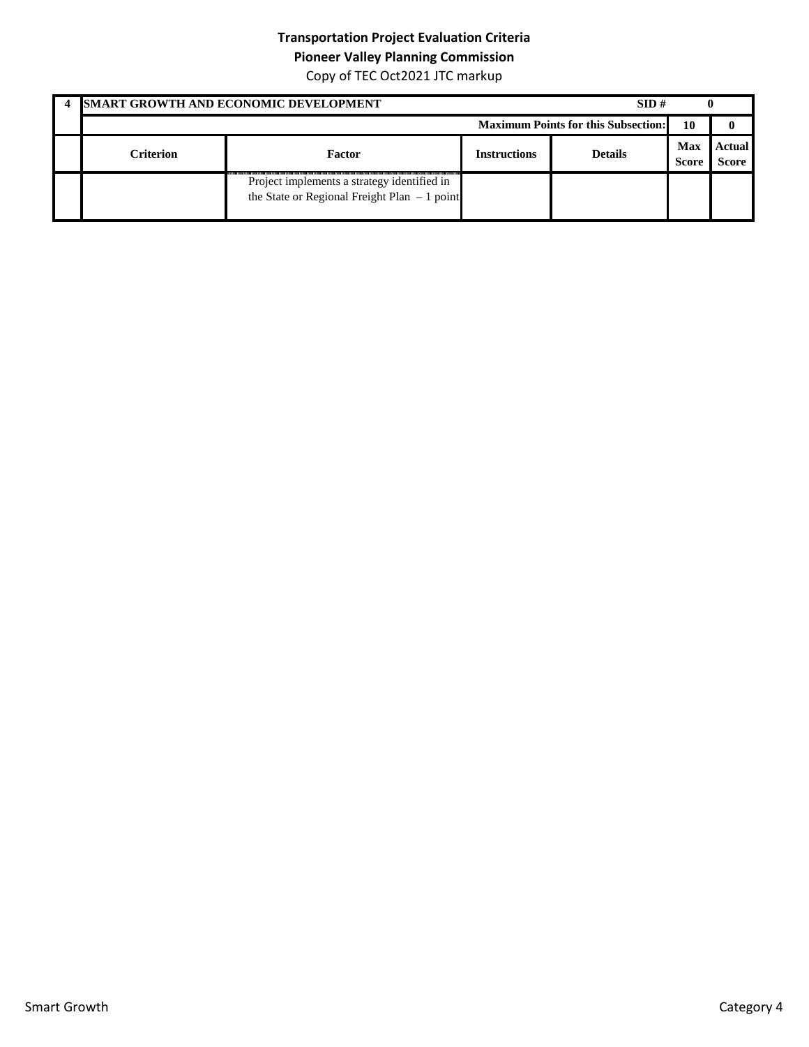**Transportation Project Evaluation Criteria**

**Pioneer Valley Planning Commission**

Copy of TEC Oct2021 JTC markup

| 4 | **SMART GROWTH AND ECONOMIC DEVELOPMENT** | | | **SID #** | | **0** |
|---|---|---|---|---|---|---|
| | | | | **Maximum Points for this Subsection:** | **10** | **0** |
| | **Criterion** | **Factor** | **Instructions** | **Details** | **Max Score** | **Actual Score** |
| | | Project implements a strategy identified in the State or Regional Freight Plan – 1 point | | | | |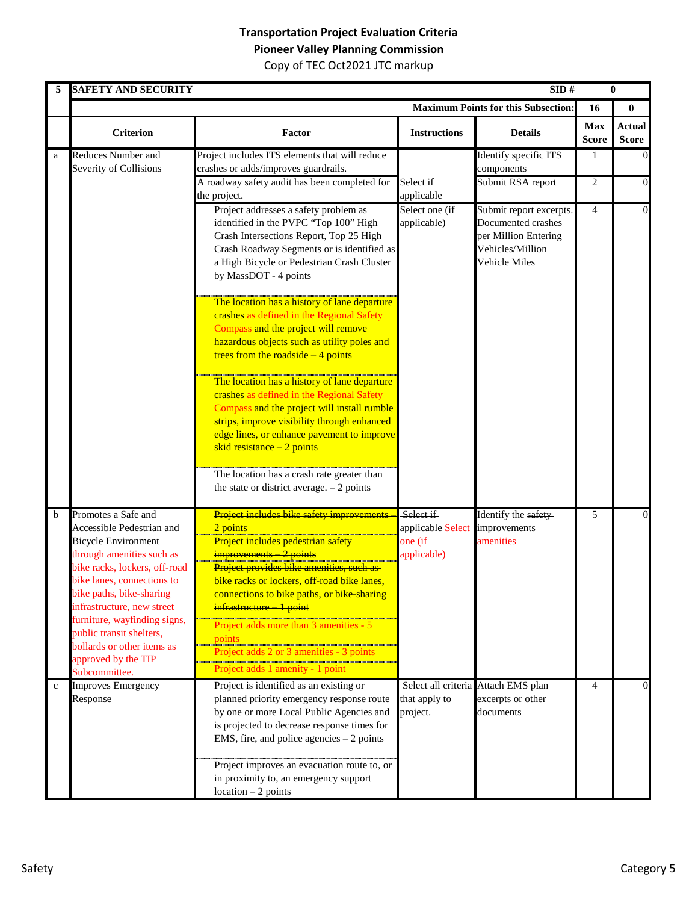**Transportation Project Evaluation Criteria**
**Pioneer Valley Planning Commission**
Copy of TEC Oct2021 JTC markup

| 5 | SAFETY AND SECURITY | | | SID # | 0 | |
|---|---|---|---|---|---|---|
| | | | | Maximum Points for this Subsection: | 16 | 0 |
| | **Criterion** | **Factor** | **Instructions** | **Details** | **Max Score** | **Actual Score** |
| a | Reduces Number and Severity of Collisions | Project includes ITS elements that will reduce crashes or adds/improves guardrails. | Select if applicable | Identify specific ITS components | 1 | 0 |
| | | A roadway safety audit has been completed for the project. | | Submit RSA report | 2 | 0 |
| | | Project addresses a safety problem as identified in the PVPC "Top 100" High Crash Intersections Report, Top 25 High Crash Roadway Segments or is identified as a High Bicycle or Pedestrian Crash Cluster by MassDOT - 4 points | Select one (if applicable) | Submit report excerpts. Documented crashes per Million Entering Vehicles/Million Vehicle Miles | 4 | 0 |
| | | The location has a history of lane departure crashes as defined in the Regional Safety Compass and the project will remove hazardous objects such as utility poles and trees from the roadside – 4 points | | | | |
| | | The location has a history of lane departure crashes as defined in the Regional Safety Compass and the project will install rumble strips, improve visibility through enhanced edge lines, or enhance pavement to improve skid resistance – 2 points | | | | |
| | | The location has a crash rate greater than the state or district average. – 2 points | | | | |
| b | Promotes a Safe and Accessible Pedestrian and Bicycle Environment through amenities such as bike racks, lockers, off-road bike lanes, connections to bike paths, bike-sharing infrastructure, new street furniture, wayfinding signs, public transit shelters, bollards or other items as approved by the TIP Subcommittee. | ~~Project includes bike safety improvements – 2 points~~ | ~~Select if applicable~~ Select one (if applicable) | Identify the ~~safety improvements~~ amenities | 5 | 0 |
| | | ~~Project includes pedestrian safety improvements – 2 points~~ | | | | |
| | | ~~Project provides bike amenities, such as bike racks or lockers, off-road bike lanes, connections to bike paths, or bike-sharing infrastructure – 1 point~~ | | | | |
| | | Project adds more than 3 amenities - 5 points | | | | |
| | | Project adds 2 or 3 amenities - 3 points | | | | |
| | | Project adds 1 amenity - 1 point | | | | |
| c | Improves Emergency Response | Project is identified as an existing or planned priority emergency response route by one or more Local Public Agencies and is projected to decrease response times for EMS, fire, and police agencies – 2 points | Select all criteria that apply to project. | Attach EMS plan excerpts or other documents | 4 | 0 |
| | | Project improves an evacuation route to, or in proximity to, an emergency support location – 2 points | | | | |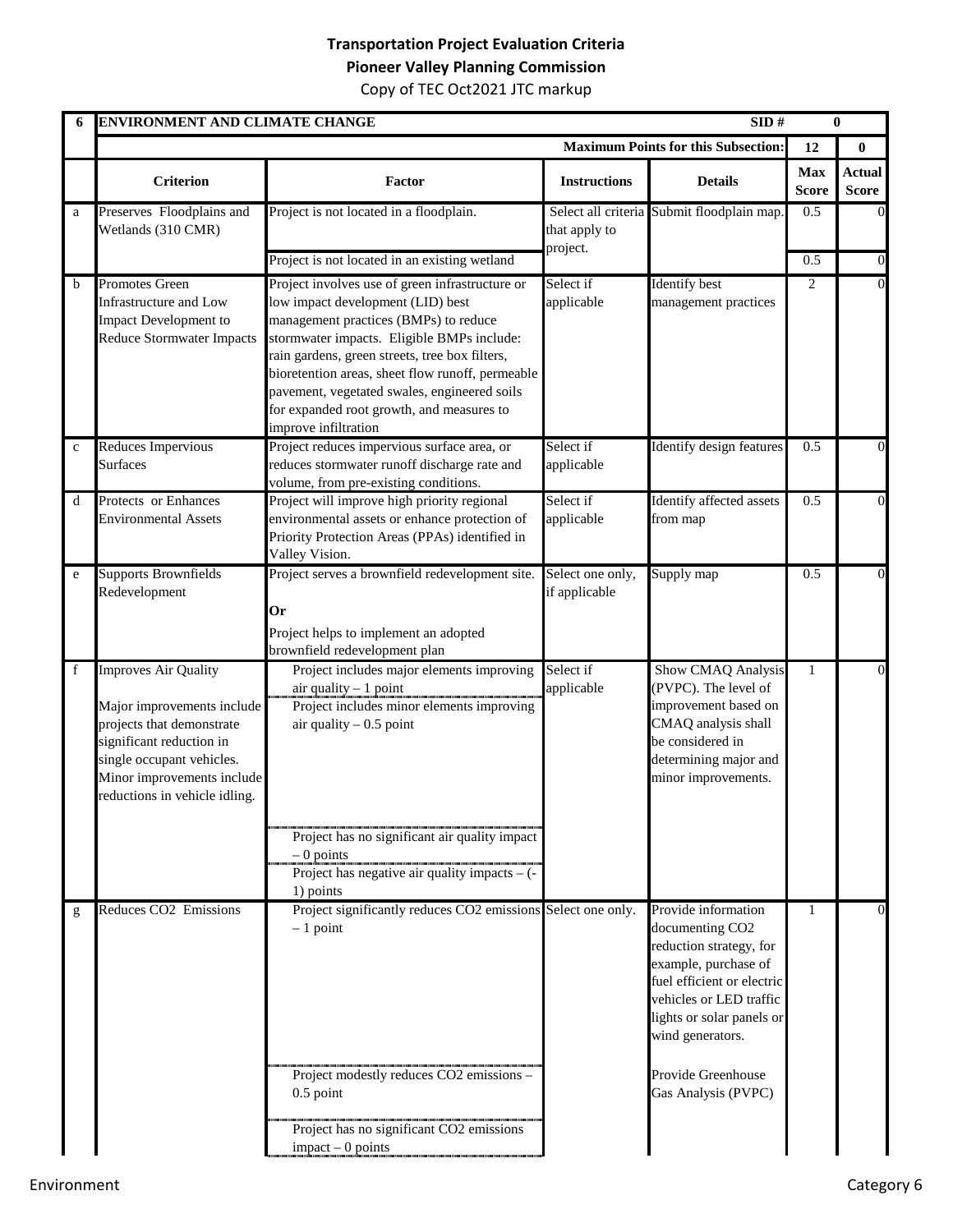**Transportation Project Evaluation Criteria**

**Pioneer Valley Planning Commission**

Copy of TEC Oct2021 JTC markup

| 6 | ENVIRONMENT AND CLIMATE CHANGE | | | SID # | 0 | |
|---|---|---|---|---|---|---|
| | | | | **Maximum Points for this Subsection:** | **12** | **0** |
| | **Criterion** | **Factor** | **Instructions** | **Details** | **Max Score** | **Actual Score** |
| a | Preserves Floodplains and Wetlands (310 CMR) | Project is not located in a floodplain. | Select all criteria that apply to project. | Submit floodplain map. | 0.5 | 0 |
| | | Project is not located in an existing wetland | | | 0.5 | 0 |
| b | Promotes Green Infrastructure and Low Impact Development to Reduce Stormwater Impacts | Project involves use of green infrastructure or low impact development (LID) best management practices (BMPs) to reduce stormwater impacts. Eligible BMPs include: rain gardens, green streets, tree box filters, bioretention areas, sheet flow runoff, permeable pavement, vegetated swales, engineered soils for expanded root growth, and measures to improve infiltration | Select if applicable | Identify best management practices | 2 | 0 |
| c | Reduces Impervious Surfaces | Project reduces impervious surface area, or reduces stormwater runoff discharge rate and volume, from pre-existing conditions. | Select if applicable | Identify design features | 0.5 | 0 |
| d | Protects or Enhances Environmental Assets | Project will improve high priority regional environmental assets or enhance protection of Priority Protection Areas (PPAs) identified in Valley Vision. | Select if applicable | Identify affected assets from map | 0.5 | 0 |
| e | Supports Brownfields Redevelopment | Project serves a brownfield redevelopment site. **Or** Project helps to implement an adopted brownfield redevelopment plan | Select one only, if applicable | Supply map | 0.5 | 0 |
| f | Improves Air Quality. Major improvements include projects that demonstrate significant reduction in single occupant vehicles. Minor improvements include reductions in vehicle idling. | Project includes major elements improving air quality – 1 point | Select if applicable | Show CMAQ Analysis (PVPC). The level of improvement based on CMAQ analysis shall be considered in determining major and minor improvements. | 1 | 0 |
| | | Project includes minor elements improving air quality – 0.5 point | | | | |
| | | Project has no significant air quality impact – 0 points | | | | |
| | | Project has negative air quality impacts – (-1) points | | | | |
| g | Reduces CO2 Emissions | Project significantly reduces CO2 emissions – 1 point | Select one only. | Provide information documenting CO2 reduction strategy, for example, purchase of fuel efficient or electric vehicles or LED traffic lights or solar panels or wind generators. | 1 | 0 |
| | | Project modestly reduces CO2 emissions – 0.5 point | | Provide Greenhouse Gas Analysis (PVPC) | | |
| | | Project has no significant CO2 emissions impact – 0 points | | | | |

Environment — Category 6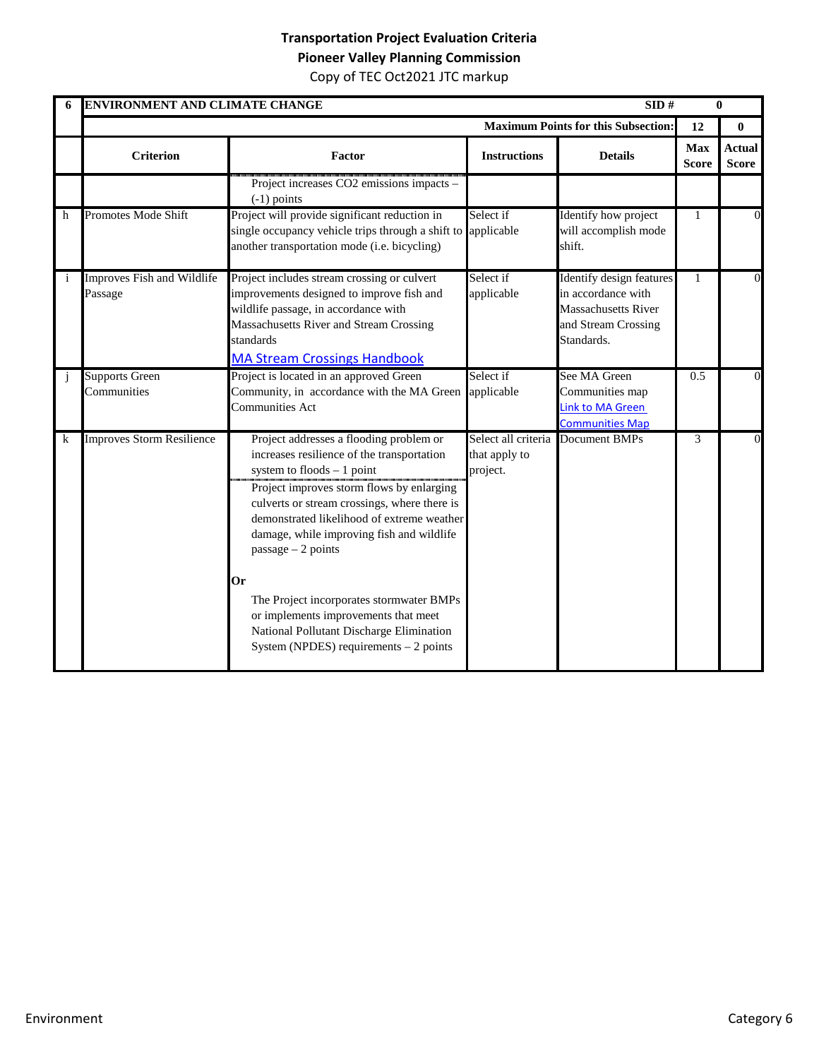## Transportation Project Evaluation Criteria
## Pioneer Valley Planning Commission
Copy of TEC Oct2021 JTC markup

| 6 | ENVIRONMENT AND CLIMATE CHANGE | | | SID # | 0 | |
|---|---|---|---|---|---|---|
| | | | | Maximum Points for this Subsection: | 12 | 0 |
| | **Criterion** | **Factor** | **Instructions** | **Details** | **Max Score** | **Actual Score** |
| | | Project increases $CO_2$ emissions impacts – (-1) points | | | | |
| h | Promotes Mode Shift | Project will provide significant reduction in single occupancy vehicle trips through a shift to another transportation mode (i.e. bicycling) | Select if applicable | Identify how project will accomplish mode shift. | 1 | 0 |
| i | Improves Fish and Wildlife Passage | Project includes stream crossing or culvert improvements designed to improve fish and wildlife passage, in accordance with Massachusetts River and Stream Crossing standards<br>[MA Stream Crossings Handbook] | Select if applicable | Identify design features in accordance with Massachusetts River and Stream Crossing Standards. | 1 | 0 |
| j | Supports Green Communities | Project is located in an approved Green Community, in accordance with the MA Green Communities Act | Select if applicable | See MA Green Communities map [Link to MA Green Communities Map] | 0.5 | 0 |
| k | Improves Storm Resilience | Project addresses a flooding problem or increases resilience of the transportation system to floods – 1 point<br>Project improves storm flows by enlarging culverts or stream crossings, where there is demonstrated likelihood of extreme weather damage, while improving fish and wildlife passage – 2 points<br>**Or**<br>The Project incorporates stormwater BMPs or implements improvements that meet National Pollutant Discharge Elimination System (NPDES) requirements – 2 points | Select all criteria that apply to project. | Document BMPs | 3 | 0 |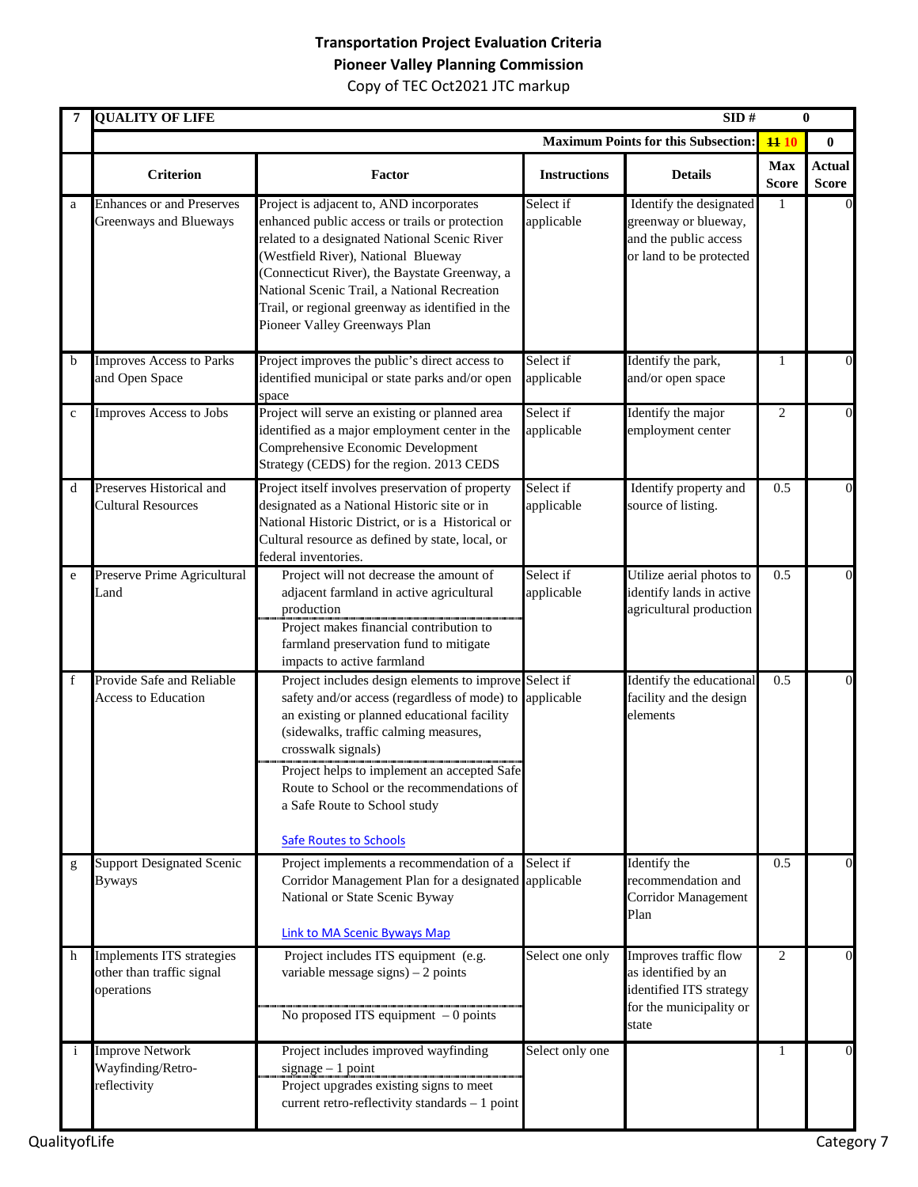**Transportation Project Evaluation Criteria**
**Pioneer Valley Planning Commission**
Copy of TEC Oct2021 JTC markup

| 7 | QUALITY OF LIFE | | | SID # | | 0 |
|---|---|---|---|---|---|---|
| | | | | **Maximum Points for this Subsection:** | ~~11~~ 10 | 0 |
| | **Criterion** | **Factor** | **Instructions** | **Details** | **Max Score** | **Actual Score** |
| a | Enhances or and Preserves Greenways and Blueways | Project is adjacent to, AND incorporates enhanced public access or trails or protection related to a designated National Scenic River (Westfield River), National Blueway (Connecticut River), the Baystate Greenway, a National Scenic Trail, a National Recreation Trail, or regional greenway as identified in the Pioneer Valley Greenways Plan | Select if applicable | Identify the designated greenway or blueway, and the public access or land to be protected | 1 | 0 |
| b | Improves Access to Parks and Open Space | Project improves the public's direct access to identified municipal or state parks and/or open space | Select if applicable | Identify the park, and/or open space | 1 | 0 |
| c | Improves Access to Jobs | Project will serve an existing or planned area identified as a major employment center in the Comprehensive Economic Development Strategy (CEDS) for the region. 2013 CEDS | Select if applicable | Identify the major employment center | 2 | 0 |
| d | Preserves Historical and Cultural Resources | Project itself involves preservation of property designated as a National Historic site or in National Historic District, or is a Historical or Cultural resource as defined by state, local, or federal inventories. | Select if applicable | Identify property and source of listing. | 0.5 | 0 |
| e | Preserve Prime Agricultural Land | Project will not decrease the amount of adjacent farmland in active agricultural production<br>Project makes financial contribution to farmland preservation fund to mitigate impacts to active farmland | Select if applicable | Utilize aerial photos to identify lands in active agricultural production | 0.5 | 0 |
| f | Provide Safe and Reliable Access to Education | Project includes design elements to improve safety and/or access (regardless of mode) to an existing or planned educational facility (sidewalks, traffic calming measures, crosswalk signals)<br>Project helps to implement an accepted Safe Route to School or the recommendations of a Safe Route to School study<br>Safe Routes to Schools | Select if applicable | Identify the educational facility and the design elements | 0.5 | 0 |
| g | Support Designated Scenic Byways | Project implements a recommendation of a Corridor Management Plan for a designated National or State Scenic Byway<br>Link to MA Scenic Byways Map | Select if applicable | Identify the recommendation and Corridor Management Plan | 0.5 | 0 |
| h | Implements ITS strategies other than traffic signal operations | Project includes ITS equipment (e.g. variable message signs) – 2 points<br>No proposed ITS equipment – 0 points | Select one only | Improves traffic flow as identified by an identified ITS strategy for the municipality or state | 2 | 0 |
| i | Improve Network Wayfinding/Retro-reflectivity | Project includes improved wayfinding signage – 1 point<br>Project upgrades existing signs to meet current retro-reflectivity standards – 1 point | Select only one | | 1 | 0 |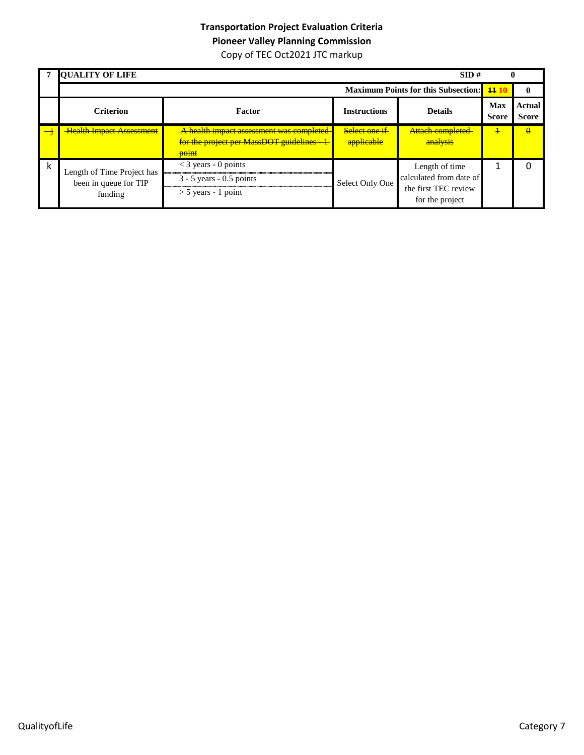# Transportation Project Evaluation Criteria

## Pioneer Valley Planning Commission

Copy of TEC Oct2021 JTC markup

| 7 | QUALITY OF LIFE | | | SID # | 0 | |
|---|---|---|---|---|---|---|
| | | | | Maximum Points for this Subsection: | ~~11~~ 10 | 0 |
| | Criterion | Factor | Instructions | Details | Max Score | Actual Score |
| ~~j~~ | ~~Health Impact Assessment~~ | ~~A health impact assessment was completed for the project per MassDOT guidelines - 1 point~~ | ~~Select one if applicable~~ | ~~Attach completed analysis~~ | ~~1~~ | ~~0~~ |
| k | Length of Time Project has been in queue for TIP funding | < 3 years - 0 points<br>3 - 5 years - 0.5 points<br>> 5 years - 1 point | Select Only One | Length of time calculated from date of the first TEC review for the project | 1 | 0 |

QualityofLife

Category 7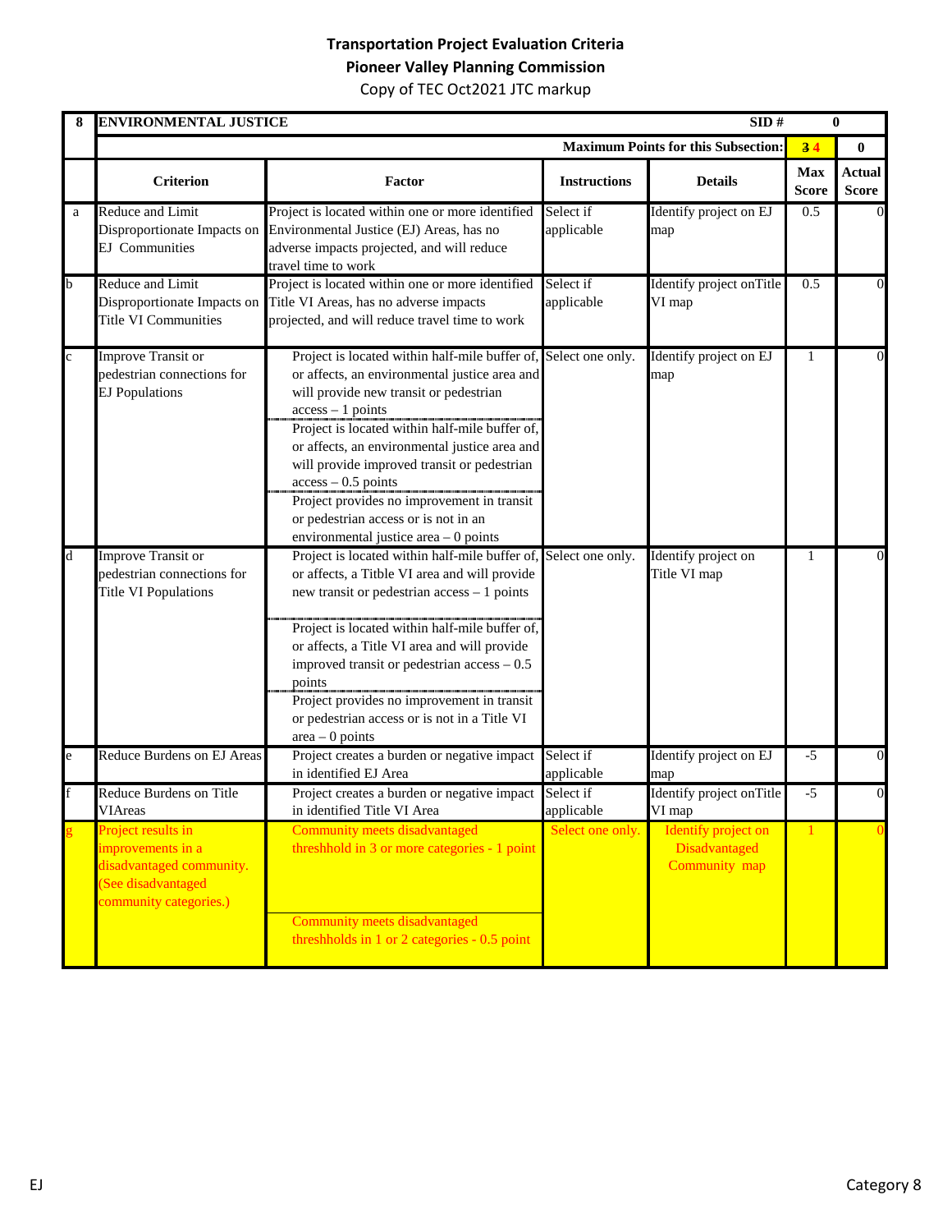**Transportation Project Evaluation Criteria**
**Pioneer Valley Planning Commission**
Copy of TEC Oct2021 JTC markup

| 8 | ENVIRONMENTAL JUSTICE | | | SID # | | 0 |
|---|---|---|---|---|---|---|
| | | | | Maximum Points for this Subsection: | 3 4 | 0 |
| | **Criterion** | **Factor** | **Instructions** | **Details** | **Max Score** | **Actual Score** |
| a | Reduce and Limit Disproportionate Impacts on EJ Communities | Project is located within one or more identified Environmental Justice (EJ) Areas, has no adverse impacts projected, and will reduce travel time to work | Select if applicable | Identify project on EJ map | 0.5 | 0 |
| b | Reduce and Limit Disproportionate Impacts on Title VI Communities | Project is located within one or more identified Title VI Areas, has no adverse impacts projected, and will reduce travel time to work | Select if applicable | Identify project onTitle VI map | 0.5 | 0 |
| c | Improve Transit or pedestrian connections for EJ Populations | Project is located within half-mile buffer of, or affects, an environmental justice area and will provide new transit or pedestrian access – 1 points<br>Project is located within half-mile buffer of, or affects, an environmental justice area and will provide improved transit or pedestrian access – 0.5 points<br>Project provides no improvement in transit or pedestrian access or is not in an environmental justice area – 0 points | Select one only. | Identify project on EJ map | 1 | 0 |
| d | Improve Transit or pedestrian connections for Title VI Populations | Project is located within half-mile buffer of, or affects, a Titble VI area and will provide new transit or pedestrian access – 1 points<br>Project is located within half-mile buffer of, or affects, a Title VI area and will provide improved transit or pedestrian access – 0.5 points<br>Project provides no improvement in transit or pedestrian access or is not in a Title VI area – 0 points | Select one only. | Identify project on Title VI map | 1 | 0 |
| e | Reduce Burdens on EJ Areas | Project creates a burden or negative impact in identified EJ Area | Select if applicable | Identify project on EJ map | -5 | 0 |
| f | Reduce Burdens on Title VIAreas | Project creates a burden or negative impact in identified Title VI Area | Select if applicable | Identify project onTitle VI map | -5 | 0 |
| g | Project results in improvements in a disadvantaged community. (See disadvantaged community categories.) | Community meets disadvantaged threshhold in 3 or more categories - 1 point<br>Community meets disadvantaged threshholds in 1 or 2 categories - 0.5 point | Select one only. | Identify project on Disadvantaged Community map | 1 | 0 |